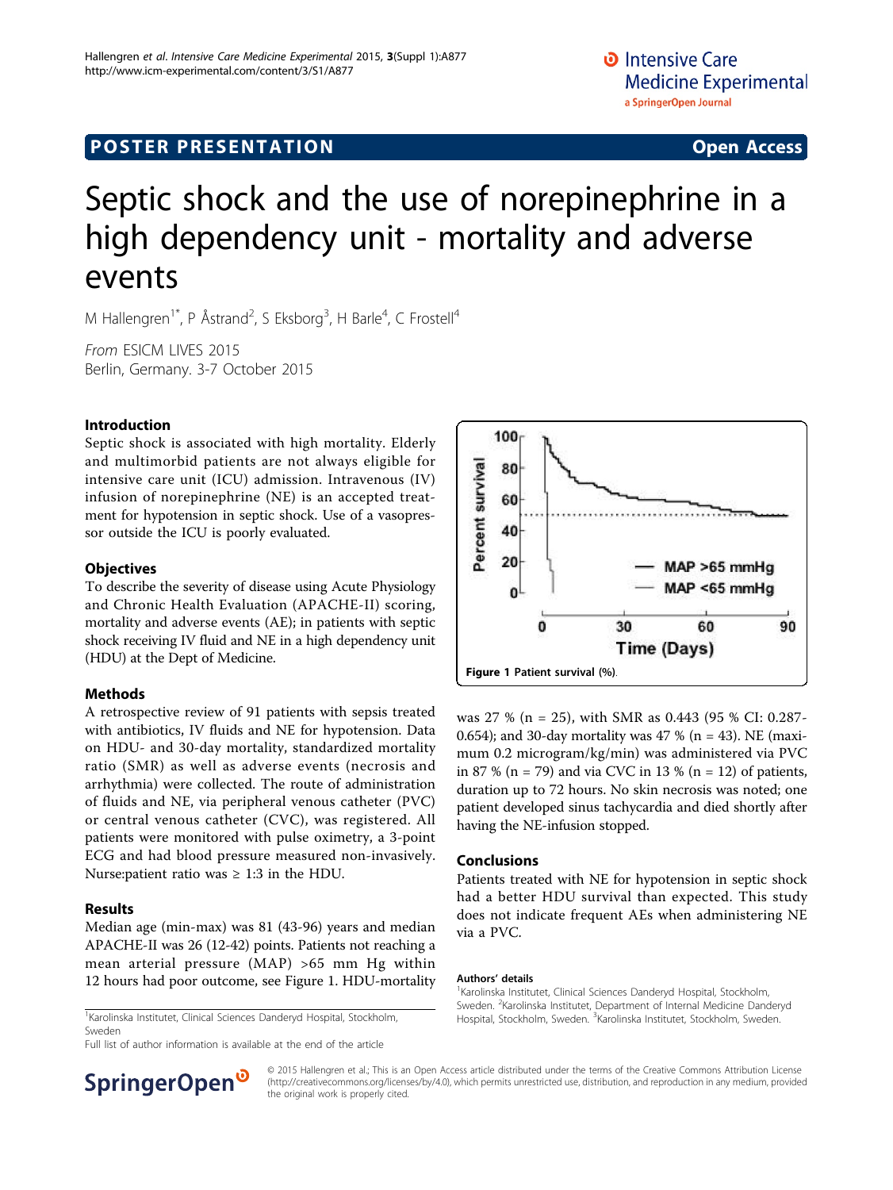POSTER PRESENTATION

Open Access

# Septic shock and the use of norepinephrine in a high dependency unit - mortality and adverse events

M Hallengren[1*], P Åstrand[2], S Eksborg[3], H Barle[4], C Frostell[4]

*From* ESICM LIVES 2015
Berlin, Germany. 3-7 October 2015

## Introduction

Septic shock is associated with high mortality. Elderly and multimorbid patients are not always eligible for intensive care unit (ICU) admission. Intravenous (IV) infusion of norepinephrine (NE) is an accepted treatment for hypotension in septic shock. Use of a vasopressor outside the ICU is poorly evaluated.

## Objectives

To describe the severity of disease using Acute Physiology and Chronic Health Evaluation (APACHE-II) scoring, mortality and adverse events (AE); in patients with septic shock receiving IV fluid and NE in a high dependency unit (HDU) at the Dept of Medicine.

## Methods

A retrospective review of 91 patients with sepsis treated with antibiotics, IV fluids and NE for hypotension. Data on HDU- and 30-day mortality, standardized mortality ratio (SMR) as well as adverse events (necrosis and arrhythmia) were collected. The route of administration of fluids and NE, via peripheral venous catheter (PVC) or central venous catheter (CVC), was registered. All patients were monitored with pulse oximetry, a 3-point ECG and had blood pressure measured non-invasively. Nurse:patient ratio was ≥ 1:3 in the HDU.

## Results

Median age (min-max) was 81 (43-96) years and median APACHE-II was 26 (12-42) points. Patients not reaching a mean arterial pressure (MAP) >65 mm Hg within 12 hours had poor outcome, see Figure 1. HDU-mortality was 27 % (n = 25), with SMR as 0.443 (95 % CI: 0.287-0.654); and 30-day mortality was 47 % (n = 43). NE (maximum 0.2 microgram/kg/min) was administered via PVC in 87 % (n = 79) and via CVC in 13 % (n = 12) of patients, duration up to 72 hours. No skin necrosis was noted; one patient developed sinus tachycardia and died shortly after having the NE-infusion stopped.

**Figure 1 Patient survival (%).**

## Conclusions

Patients treated with NE for hypotension in septic shock had a better HDU survival than expected. This study does not indicate frequent AEs when administering NE via a PVC.

### Authors' details

[1]Karolinska Institutet, Clinical Sciences Danderyd Hospital, Stockholm, Sweden. [2]Karolinska Institutet, Department of Internal Medicine Danderyd Hospital, Stockholm, Sweden. [3]Karolinska Institutet, Stockholm, Sweden.

[1]Karolinska Institutet, Clinical Sciences Danderyd Hospital, Stockholm, Sweden

Full list of author information is available at the end of the article

© 2015 Hallengren et al.; This is an Open Access article distributed under the terms of the Creative Commons Attribution License (http://creativecommons.org/licenses/by/4.0), which permits unrestricted use, distribution, and reproduction in any medium, provided the original work is properly cited.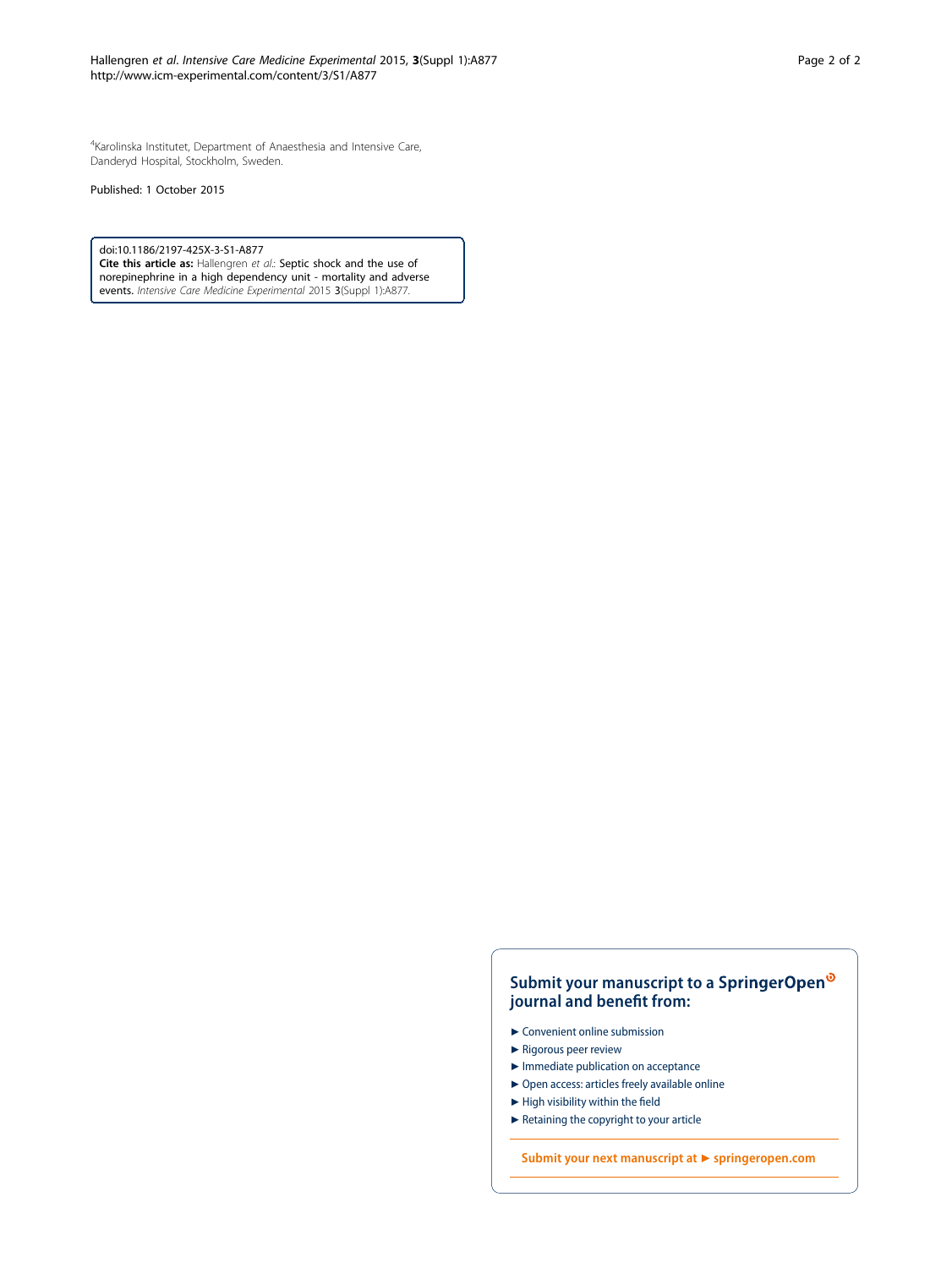[4]Karolinska Institutet, Department of Anaesthesia and Intensive Care, Danderyd Hospital, Stockholm, Sweden.

Published: 1 October 2015

doi:10.1186/2197-425X-3-S1-A877
**Cite this article as:** Hallengren *et al.*: Septic shock and the use of norepinephrine in a high dependency unit - mortality and adverse events. *Intensive Care Medicine Experimental* 2015 **3**(Suppl 1):A877.

**Submit your manuscript to a SpringerOpen journal and benefit from:**

- ► Convenient online submission
- ► Rigorous peer review
- ► Immediate publication on acceptance
- ► Open access: articles freely available online
- ► High visibility within the field
- ► Retaining the copyright to your article

**Submit your next manuscript at ► springeropen.com**